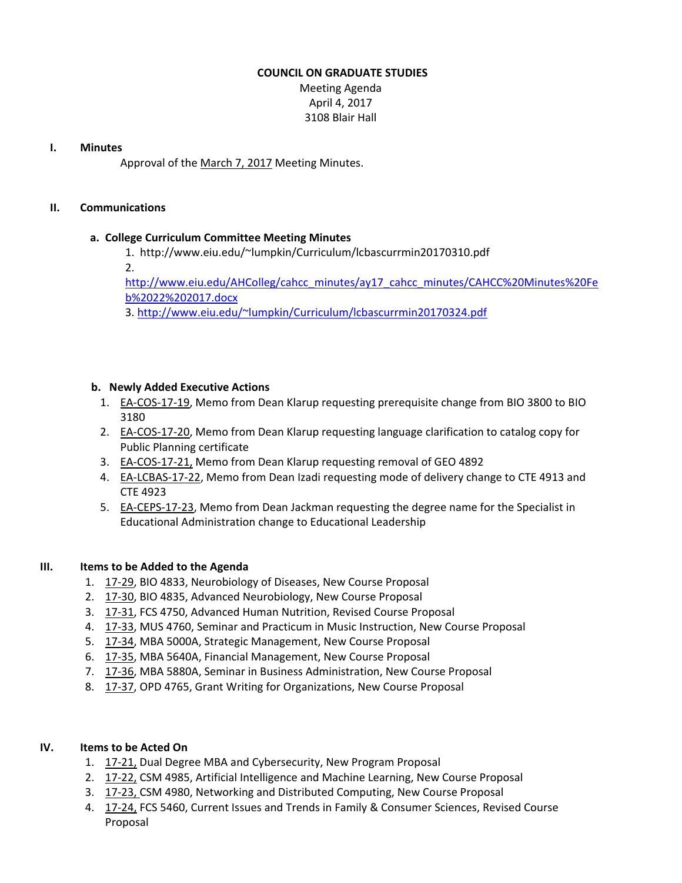# COUNCIL ON GRADUATE STUDIES

Meeting Agenda
April 4, 2017
3108 Blair Hall

## I. Minutes

Approval of the March 7, 2017 Meeting Minutes.

## II. Communications

### a. College Curriculum Committee Meeting Minutes

1. http://www.eiu.edu/~lumpkin/Curriculum/lcbascurrmin20170310.pdf
2. http://www.eiu.edu/AHColleg/cahcc_minutes/ay17_cahcc_minutes/CAHCC%20Minutes%20Feb%2022%202017.docx
3. http://www.eiu.edu/~lumpkin/Curriculum/lcbascurrmin20170324.pdf

### b. Newly Added Executive Actions

1. EA-COS-17-19, Memo from Dean Klarup requesting prerequisite change from BIO 3800 to BIO 3180
2. EA-COS-17-20, Memo from Dean Klarup requesting language clarification to catalog copy for Public Planning certificate
3. EA-COS-17-21, Memo from Dean Klarup requesting removal of GEO 4892
4. EA-LCBAS-17-22, Memo from Dean Izadi requesting mode of delivery change to CTE 4913 and CTE 4923
5. EA-CEPS-17-23, Memo from Dean Jackman requesting the degree name for the Specialist in Educational Administration change to Educational Leadership

## III. Items to be Added to the Agenda

1. 17-29, BIO 4833, Neurobiology of Diseases, New Course Proposal
2. 17-30, BIO 4835, Advanced Neurobiology, New Course Proposal
3. 17-31, FCS 4750, Advanced Human Nutrition, Revised Course Proposal
4. 17-33, MUS 4760, Seminar and Practicum in Music Instruction, New Course Proposal
5. 17-34, MBA 5000A, Strategic Management, New Course Proposal
6. 17-35, MBA 5640A, Financial Management, New Course Proposal
7. 17-36, MBA 5880A, Seminar in Business Administration, New Course Proposal
8. 17-37, OPD 4765, Grant Writing for Organizations, New Course Proposal

## IV. Items to be Acted On

1. 17-21, Dual Degree MBA and Cybersecurity, New Program Proposal
2. 17-22, CSM 4985, Artificial Intelligence and Machine Learning, New Course Proposal
3. 17-23, CSM 4980, Networking and Distributed Computing, New Course Proposal
4. 17-24, FCS 5460, Current Issues and Trends in Family & Consumer Sciences, Revised Course Proposal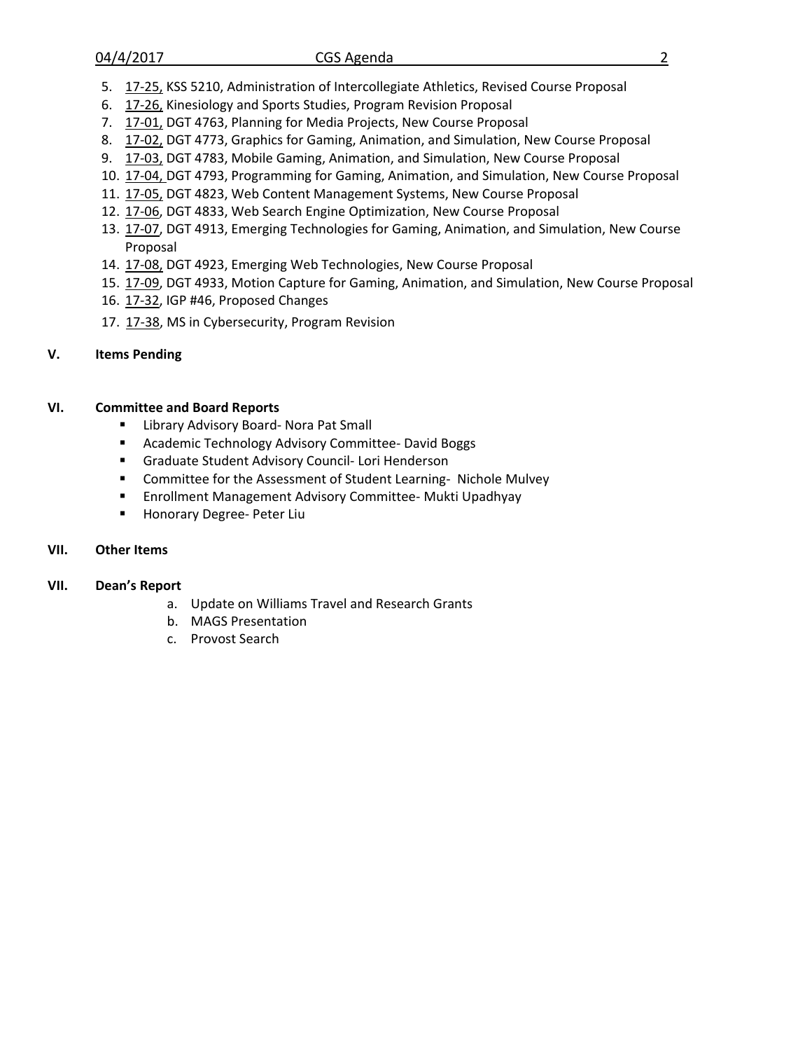5. 17-25, KSS 5210, Administration of Intercollegiate Athletics, Revised Course Proposal
6. 17-26, Kinesiology and Sports Studies, Program Revision Proposal
7. 17-01, DGT 4763, Planning for Media Projects, New Course Proposal
8. 17-02, DGT 4773, Graphics for Gaming, Animation, and Simulation, New Course Proposal
9. 17-03, DGT 4783, Mobile Gaming, Animation, and Simulation, New Course Proposal
10. 17-04, DGT 4793, Programming for Gaming, Animation, and Simulation, New Course Proposal
11. 17-05, DGT 4823, Web Content Management Systems, New Course Proposal
12. 17-06, DGT 4833, Web Search Engine Optimization, New Course Proposal
13. 17-07, DGT 4913, Emerging Technologies for Gaming, Animation, and Simulation, New Course Proposal
14. 17-08, DGT 4923, Emerging Web Technologies, New Course Proposal
15. 17-09, DGT 4933, Motion Capture for Gaming, Animation, and Simulation, New Course Proposal
16. 17-32, IGP #46, Proposed Changes
17. 17-38, MS in Cybersecurity, Program Revision

**V. Items Pending**

**VI. Committee and Board Reports**

- Library Advisory Board- Nora Pat Small
- Academic Technology Advisory Committee- David Boggs
- Graduate Student Advisory Council- Lori Henderson
- Committee for the Assessment of Student Learning- Nichole Mulvey
- Enrollment Management Advisory Committee- Mukti Upadhyay
- Honorary Degree- Peter Liu

**VII. Other Items**

**VII. Dean's Report**

a. Update on Williams Travel and Research Grants
b. MAGS Presentation
c. Provost Search